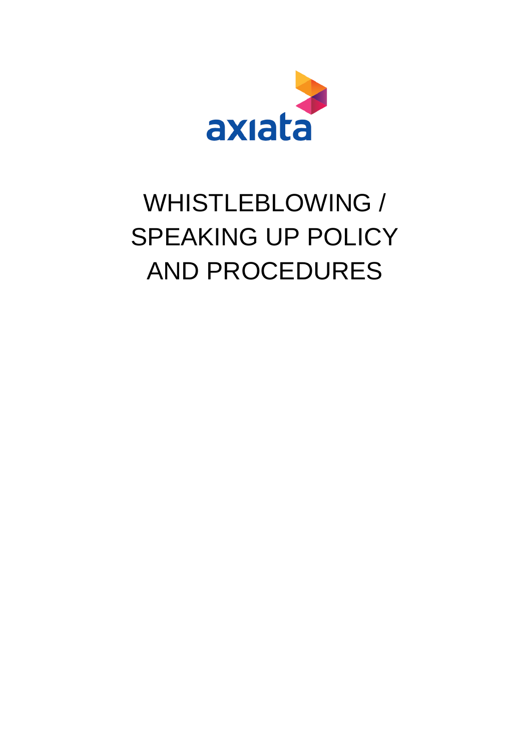axiata

# WHISTLEBLOWING / SPEAKING UP POLICY AND PROCEDURES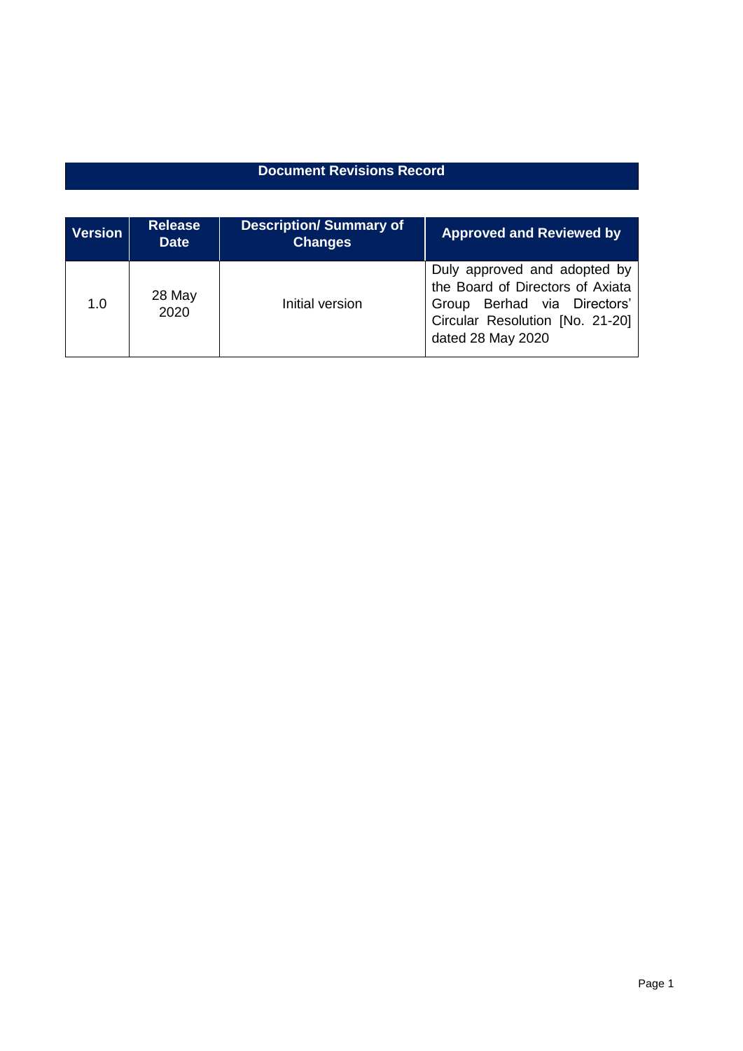## Document Revisions Record

| Version | Release Date | Description/ Summary of Changes | Approved and Reviewed by |
|---|---|---|---|
| 1.0 | 28 May 2020 | Initial version | Duly approved and adopted by the Board of Directors of Axiata Group Berhad via Directors' Circular Resolution [No. 21-20] dated 28 May 2020 |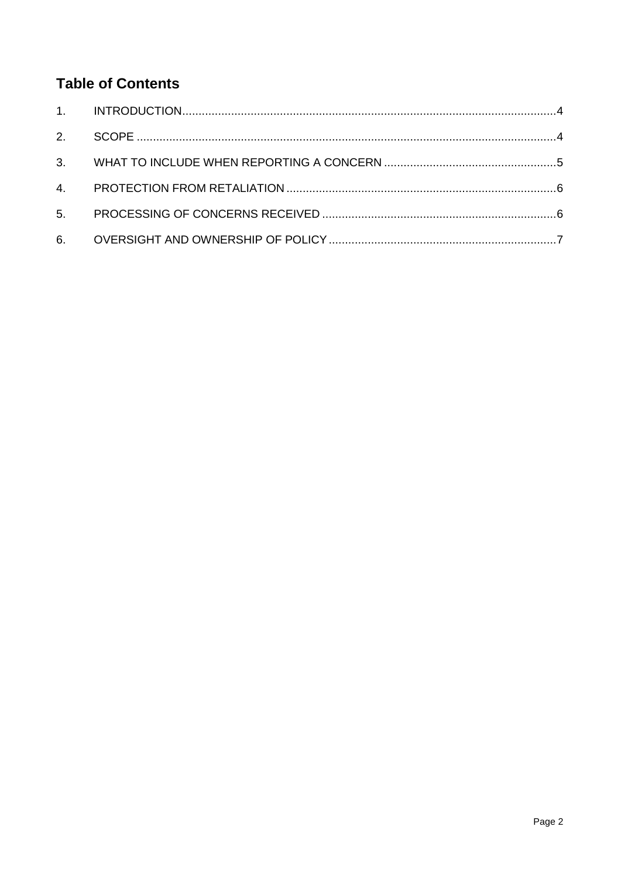## Table of Contents

1. INTRODUCTION .......... 4
2. SCOPE .......... 4
3. WHAT TO INCLUDE WHEN REPORTING A CONCERN .......... 5
4. PROTECTION FROM RETALIATION .......... 6
5. PROCESSING OF CONCERNS RECEIVED .......... 6
6. OVERSIGHT AND OWNERSHIP OF POLICY .......... 7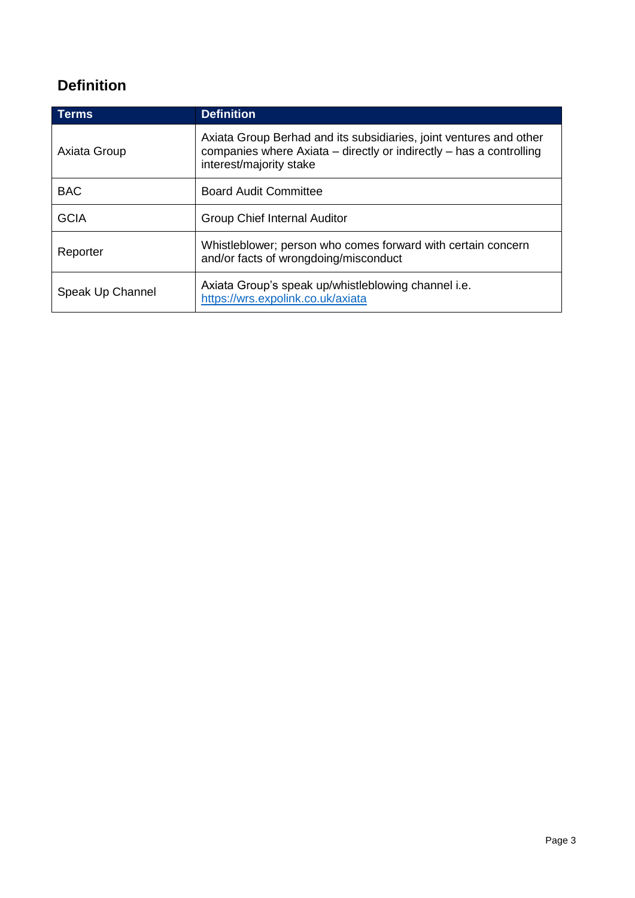## Definition

| Terms | Definition |
| --- | --- |
| Axiata Group | Axiata Group Berhad and its subsidiaries, joint ventures and other companies where Axiata – directly or indirectly – has a controlling interest/majority stake |
| BAC | Board Audit Committee |
| GCIA | Group Chief Internal Auditor |
| Reporter | Whistleblower; person who comes forward with certain concern and/or facts of wrongdoing/misconduct |
| Speak Up Channel | Axiata Group's speak up/whistleblowing channel i.e. https://wrs.expolink.co.uk/axiata |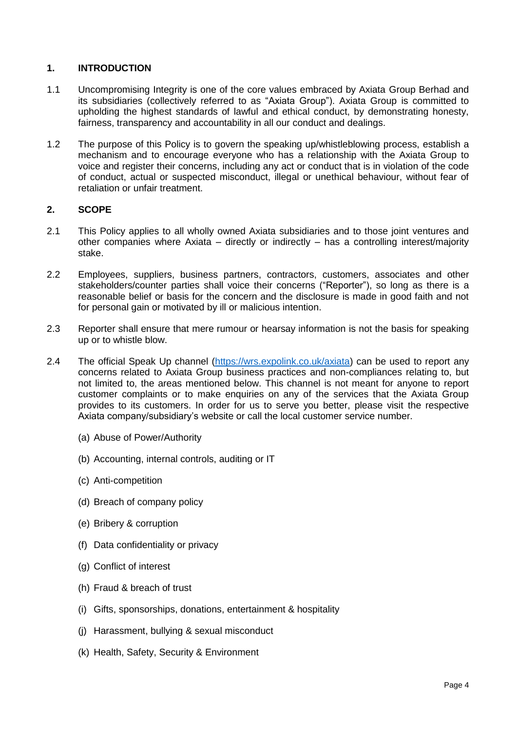## 1. INTRODUCTION

1.1 Uncompromising Integrity is one of the core values embraced by Axiata Group Berhad and its subsidiaries (collectively referred to as "Axiata Group"). Axiata Group is committed to upholding the highest standards of lawful and ethical conduct, by demonstrating honesty, fairness, transparency and accountability in all our conduct and dealings.

1.2 The purpose of this Policy is to govern the speaking up/whistleblowing process, establish a mechanism and to encourage everyone who has a relationship with the Axiata Group to voice and register their concerns, including any act or conduct that is in violation of the code of conduct, actual or suspected misconduct, illegal or unethical behaviour, without fear of retaliation or unfair treatment.

## 2. SCOPE

2.1 This Policy applies to all wholly owned Axiata subsidiaries and to those joint ventures and other companies where Axiata – directly or indirectly – has a controlling interest/majority stake.

2.2 Employees, suppliers, business partners, contractors, customers, associates and other stakeholders/counter parties shall voice their concerns ("Reporter"), so long as there is a reasonable belief or basis for the concern and the disclosure is made in good faith and not for personal gain or motivated by ill or malicious intention.

2.3 Reporter shall ensure that mere rumour or hearsay information is not the basis for speaking up or to whistle blow.

2.4 The official Speak Up channel ([https://wrs.expolink.co.uk/axiata](https://wrs.expolink.co.uk/axiata)) can be used to report any concerns related to Axiata Group business practices and non-compliances relating to, but not limited to, the areas mentioned below. This channel is not meant for anyone to report customer complaints or to make enquiries on any of the services that the Axiata Group provides to its customers. In order for us to serve you better, please visit the respective Axiata company/subsidiary's website or call the local customer service number.

(a) Abuse of Power/Authority

(b) Accounting, internal controls, auditing or IT

(c) Anti-competition

(d) Breach of company policy

(e) Bribery & corruption

(f) Data confidentiality or privacy

(g) Conflict of interest

(h) Fraud & breach of trust

(i) Gifts, sponsorships, donations, entertainment & hospitality

(j) Harassment, bullying & sexual misconduct

(k) Health, Safety, Security & Environment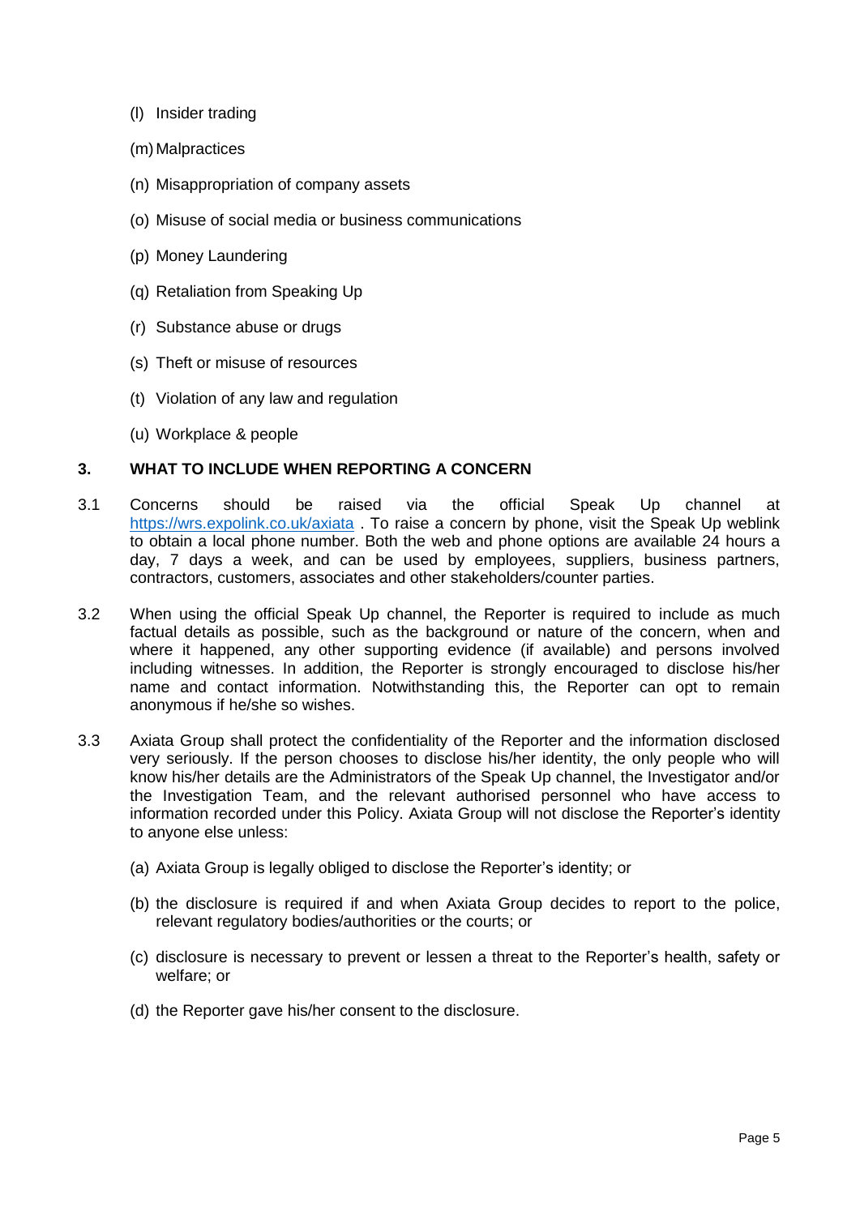(l) Insider trading

(m) Malpractices

(n) Misappropriation of company assets

(o) Misuse of social media or business communications

(p) Money Laundering

(q) Retaliation from Speaking Up

(r) Substance abuse or drugs

(s) Theft or misuse of resources

(t) Violation of any law and regulation

(u) Workplace & people

## 3. WHAT TO INCLUDE WHEN REPORTING A CONCERN

3.1 Concerns should be raised via the official Speak Up channel at https://wrs.expolink.co.uk/axiata . To raise a concern by phone, visit the Speak Up weblink to obtain a local phone number. Both the web and phone options are available 24 hours a day, 7 days a week, and can be used by employees, suppliers, business partners, contractors, customers, associates and other stakeholders/counter parties.

3.2 When using the official Speak Up channel, the Reporter is required to include as much factual details as possible, such as the background or nature of the concern, when and where it happened, any other supporting evidence (if available) and persons involved including witnesses. In addition, the Reporter is strongly encouraged to disclose his/her name and contact information. Notwithstanding this, the Reporter can opt to remain anonymous if he/she so wishes.

3.3 Axiata Group shall protect the confidentiality of the Reporter and the information disclosed very seriously. If the person chooses to disclose his/her identity, the only people who will know his/her details are the Administrators of the Speak Up channel, the Investigator and/or the Investigation Team, and the relevant authorised personnel who have access to information recorded under this Policy. Axiata Group will not disclose the Reporter's identity to anyone else unless:

(a) Axiata Group is legally obliged to disclose the Reporter's identity; or

(b) the disclosure is required if and when Axiata Group decides to report to the police, relevant regulatory bodies/authorities or the courts; or

(c) disclosure is necessary to prevent or lessen a threat to the Reporter's health, safety or welfare; or

(d) the Reporter gave his/her consent to the disclosure.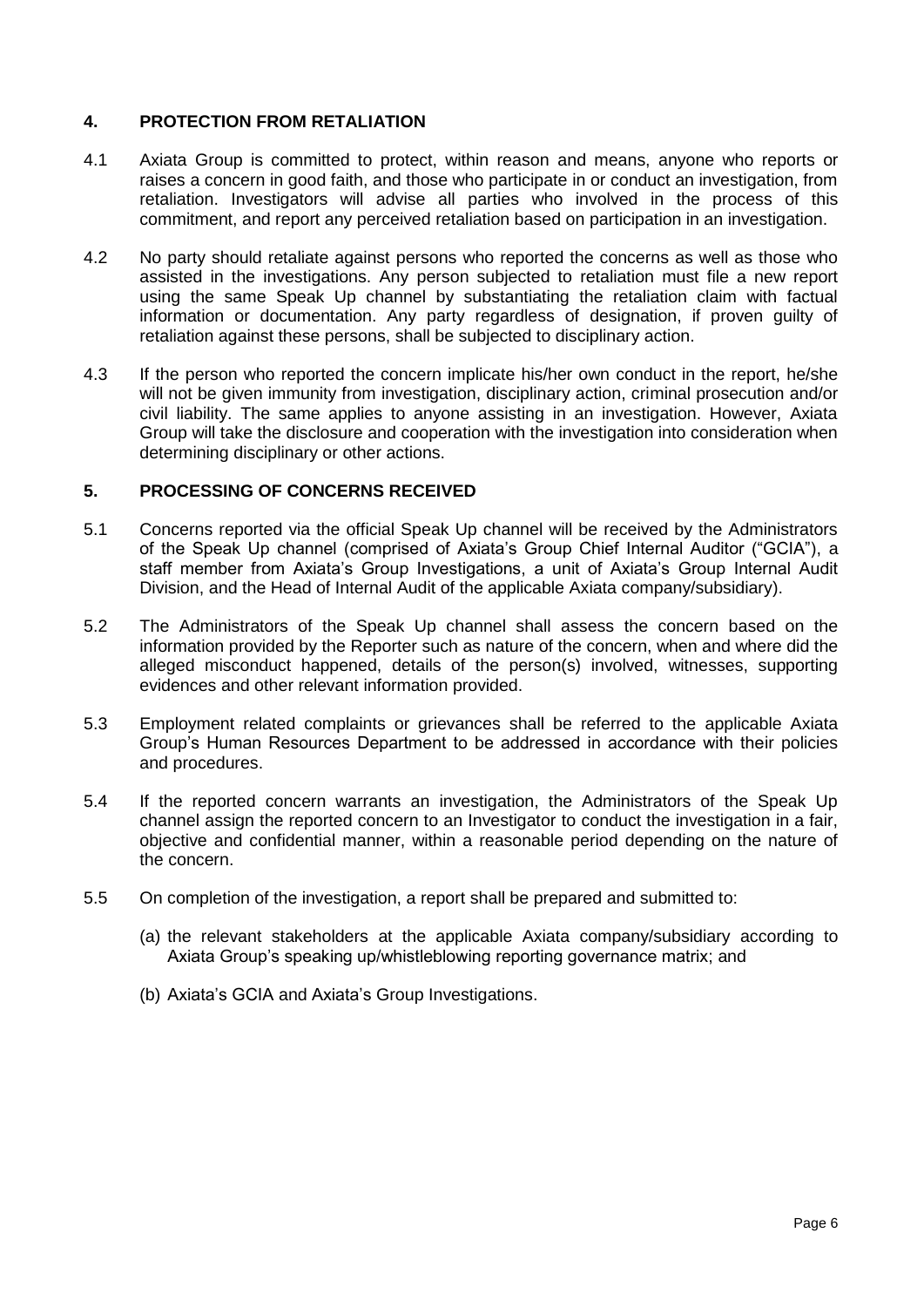## 4. PROTECTION FROM RETALIATION

4.1 Axiata Group is committed to protect, within reason and means, anyone who reports or raises a concern in good faith, and those who participate in or conduct an investigation, from retaliation. Investigators will advise all parties who involved in the process of this commitment, and report any perceived retaliation based on participation in an investigation.

4.2 No party should retaliate against persons who reported the concerns as well as those who assisted in the investigations. Any person subjected to retaliation must file a new report using the same Speak Up channel by substantiating the retaliation claim with factual information or documentation. Any party regardless of designation, if proven guilty of retaliation against these persons, shall be subjected to disciplinary action.

4.3 If the person who reported the concern implicate his/her own conduct in the report, he/she will not be given immunity from investigation, disciplinary action, criminal prosecution and/or civil liability. The same applies to anyone assisting in an investigation. However, Axiata Group will take the disclosure and cooperation with the investigation into consideration when determining disciplinary or other actions.

## 5. PROCESSING OF CONCERNS RECEIVED

5.1 Concerns reported via the official Speak Up channel will be received by the Administrators of the Speak Up channel (comprised of Axiata's Group Chief Internal Auditor ("GCIA"), a staff member from Axiata's Group Investigations, a unit of Axiata's Group Internal Audit Division, and the Head of Internal Audit of the applicable Axiata company/subsidiary).

5.2 The Administrators of the Speak Up channel shall assess the concern based on the information provided by the Reporter such as nature of the concern, when and where did the alleged misconduct happened, details of the person(s) involved, witnesses, supporting evidences and other relevant information provided.

5.3 Employment related complaints or grievances shall be referred to the applicable Axiata Group's Human Resources Department to be addressed in accordance with their policies and procedures.

5.4 If the reported concern warrants an investigation, the Administrators of the Speak Up channel assign the reported concern to an Investigator to conduct the investigation in a fair, objective and confidential manner, within a reasonable period depending on the nature of the concern.

5.5 On completion of the investigation, a report shall be prepared and submitted to:

(a) the relevant stakeholders at the applicable Axiata company/subsidiary according to Axiata Group's speaking up/whistleblowing reporting governance matrix; and

(b) Axiata's GCIA and Axiata's Group Investigations.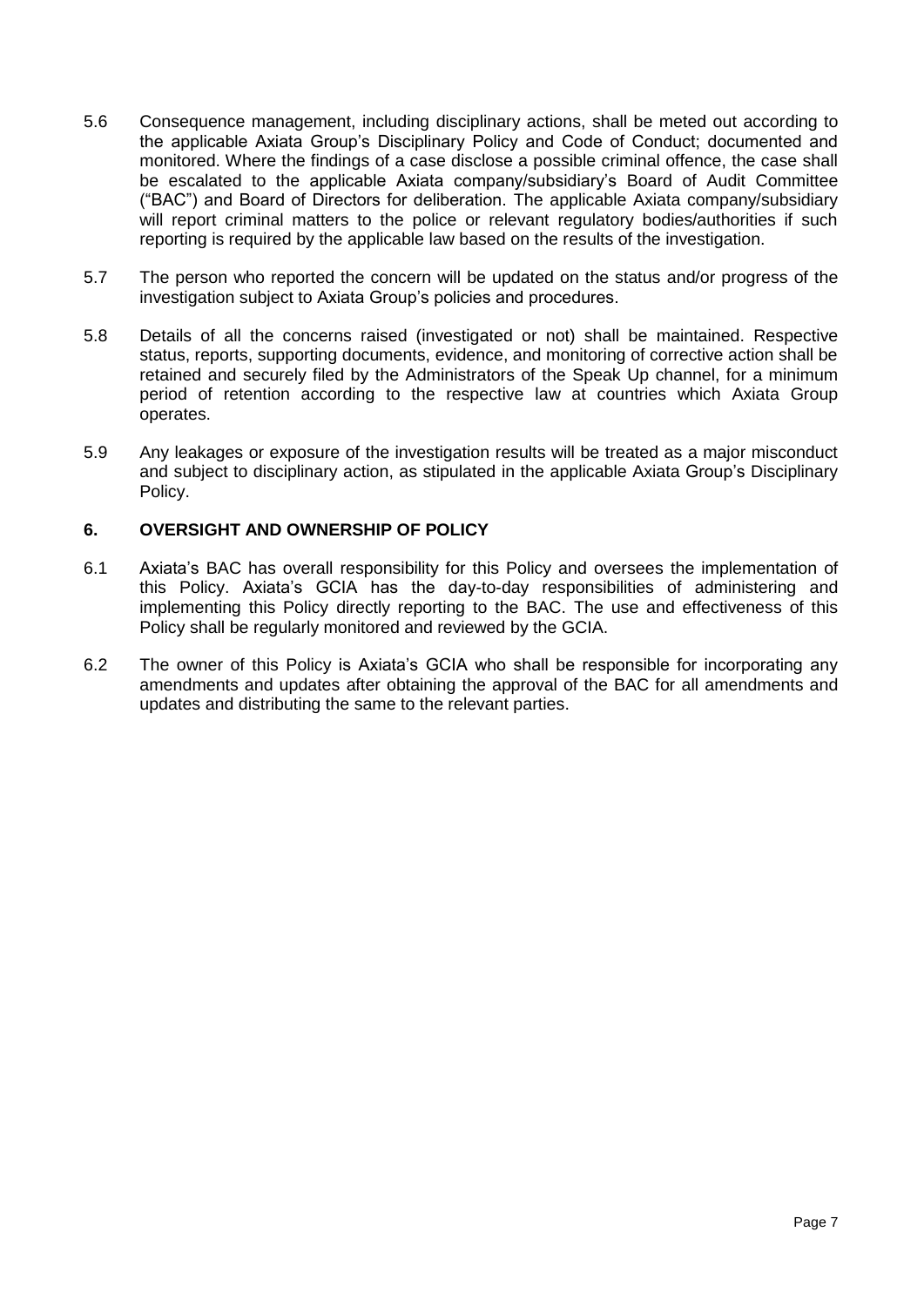5.6 Consequence management, including disciplinary actions, shall be meted out according to the applicable Axiata Group's Disciplinary Policy and Code of Conduct; documented and monitored. Where the findings of a case disclose a possible criminal offence, the case shall be escalated to the applicable Axiata company/subsidiary's Board of Audit Committee ("BAC") and Board of Directors for deliberation. The applicable Axiata company/subsidiary will report criminal matters to the police or relevant regulatory bodies/authorities if such reporting is required by the applicable law based on the results of the investigation.

5.7 The person who reported the concern will be updated on the status and/or progress of the investigation subject to Axiata Group's policies and procedures.

5.8 Details of all the concerns raised (investigated or not) shall be maintained. Respective status, reports, supporting documents, evidence, and monitoring of corrective action shall be retained and securely filed by the Administrators of the Speak Up channel, for a minimum period of retention according to the respective law at countries which Axiata Group operates.

5.9 Any leakages or exposure of the investigation results will be treated as a major misconduct and subject to disciplinary action, as stipulated in the applicable Axiata Group's Disciplinary Policy.

## 6. OVERSIGHT AND OWNERSHIP OF POLICY

6.1 Axiata's BAC has overall responsibility for this Policy and oversees the implementation of this Policy. Axiata's GCIA has the day-to-day responsibilities of administering and implementing this Policy directly reporting to the BAC. The use and effectiveness of this Policy shall be regularly monitored and reviewed by the GCIA.

6.2 The owner of this Policy is Axiata's GCIA who shall be responsible for incorporating any amendments and updates after obtaining the approval of the BAC for all amendments and updates and distributing the same to the relevant parties.